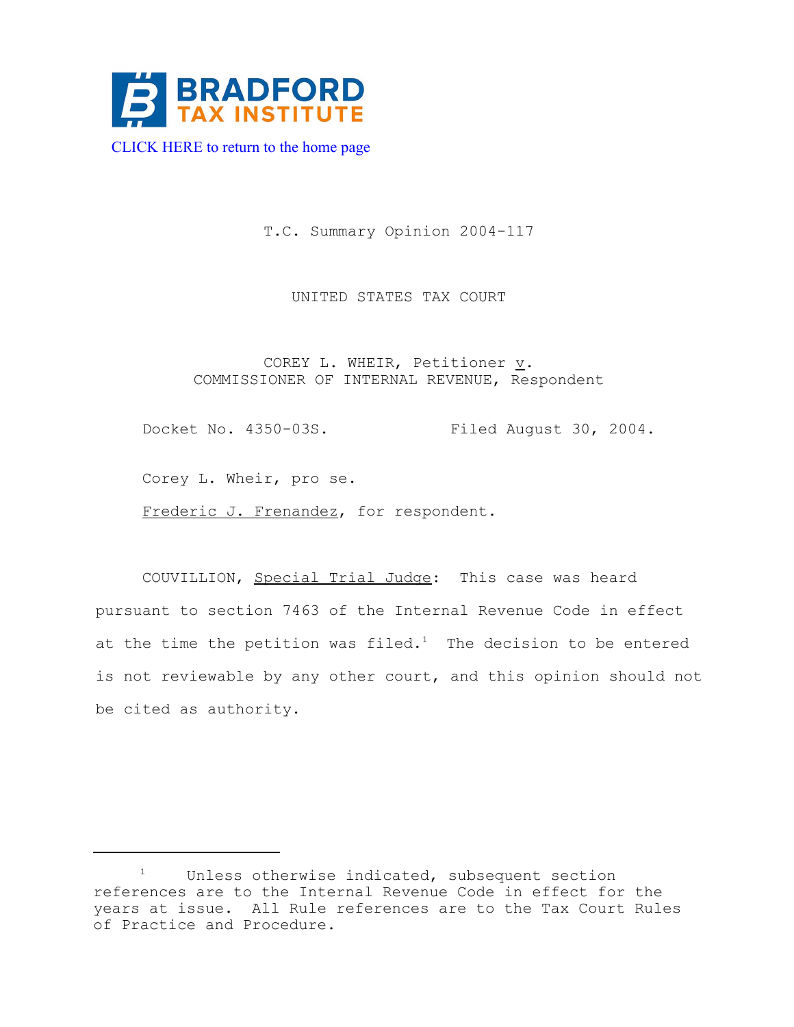BRADFORD TAX INSTITUTE

CLICK HERE to return to the home page

T.C. Summary Opinion 2004-117

UNITED STATES TAX COURT

COREY L. WHEIR, Petitioner v. COMMISSIONER OF INTERNAL REVENUE, Respondent

Docket No. 4350-03S. Filed August 30, 2004.

Corey L. Wheir, pro se.

Frederic J. Frenandez, for respondent.

COUVILLION, Special Trial Judge: This case was heard pursuant to section 7463 of the Internal Revenue Code in effect at the time the petition was filed.[1] The decision to be entered is not reviewable by any other court, and this opinion should not be cited as authority.

---

[1] Unless otherwise indicated, subsequent section references are to the Internal Revenue Code in effect for the years at issue. All Rule references are to the Tax Court Rules of Practice and Procedure.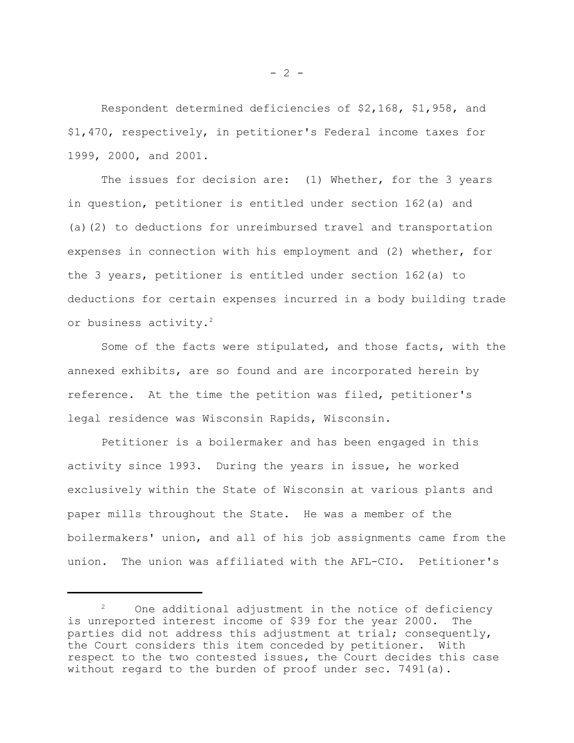Respondent determined deficiencies of $2,168, $1,958, and $1,470, respectively, in petitioner's Federal income taxes for 1999, 2000, and 2001.

The issues for decision are: (1) Whether, for the 3 years in question, petitioner is entitled under section 162(a) and (a)(2) to deductions for unreimbursed travel and transportation expenses in connection with his employment and (2) whether, for the 3 years, petitioner is entitled under section 162(a) to deductions for certain expenses incurred in a body building trade or business activity.[2]

Some of the facts were stipulated, and those facts, with the annexed exhibits, are so found and are incorporated herein by reference. At the time the petition was filed, petitioner's legal residence was Wisconsin Rapids, Wisconsin.

Petitioner is a boilermaker and has been engaged in this activity since 1993. During the years in issue, he worked exclusively within the State of Wisconsin at various plants and paper mills throughout the State. He was a member of the boilermakers' union, and all of his job assignments came from the union. The union was affiliated with the AFL-CIO. Petitioner's

---

[2] One additional adjustment in the notice of deficiency is unreported interest income of $39 for the year 2000. The parties did not address this adjustment at trial; consequently, the Court considers this item conceded by petitioner. With respect to the two contested issues, the Court decides this case without regard to the burden of proof under sec. 7491(a).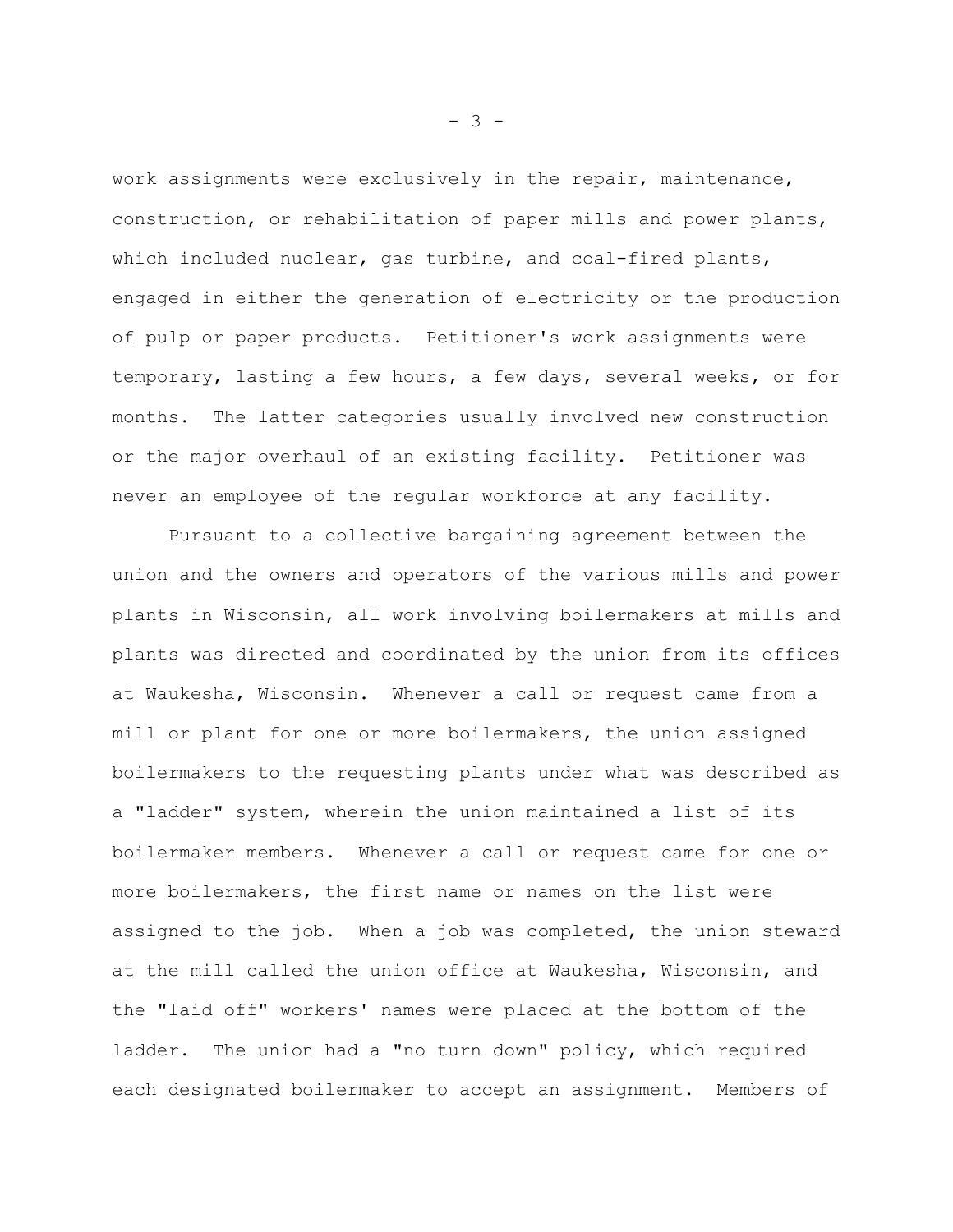work assignments were exclusively in the repair, maintenance, construction, or rehabilitation of paper mills and power plants, which included nuclear, gas turbine, and coal-fired plants, engaged in either the generation of electricity or the production of pulp or paper products. Petitioner's work assignments were temporary, lasting a few hours, a few days, several weeks, or for months. The latter categories usually involved new construction or the major overhaul of an existing facility. Petitioner was never an employee of the regular workforce at any facility.

Pursuant to a collective bargaining agreement between the union and the owners and operators of the various mills and power plants in Wisconsin, all work involving boilermakers at mills and plants was directed and coordinated by the union from its offices at Waukesha, Wisconsin. Whenever a call or request came from a mill or plant for one or more boilermakers, the union assigned boilermakers to the requesting plants under what was described as a "ladder" system, wherein the union maintained a list of its boilermaker members. Whenever a call or request came for one or more boilermakers, the first name or names on the list were assigned to the job. When a job was completed, the union steward at the mill called the union office at Waukesha, Wisconsin, and the "laid off" workers' names were placed at the bottom of the ladder. The union had a "no turn down" policy, which required each designated boilermaker to accept an assignment. Members of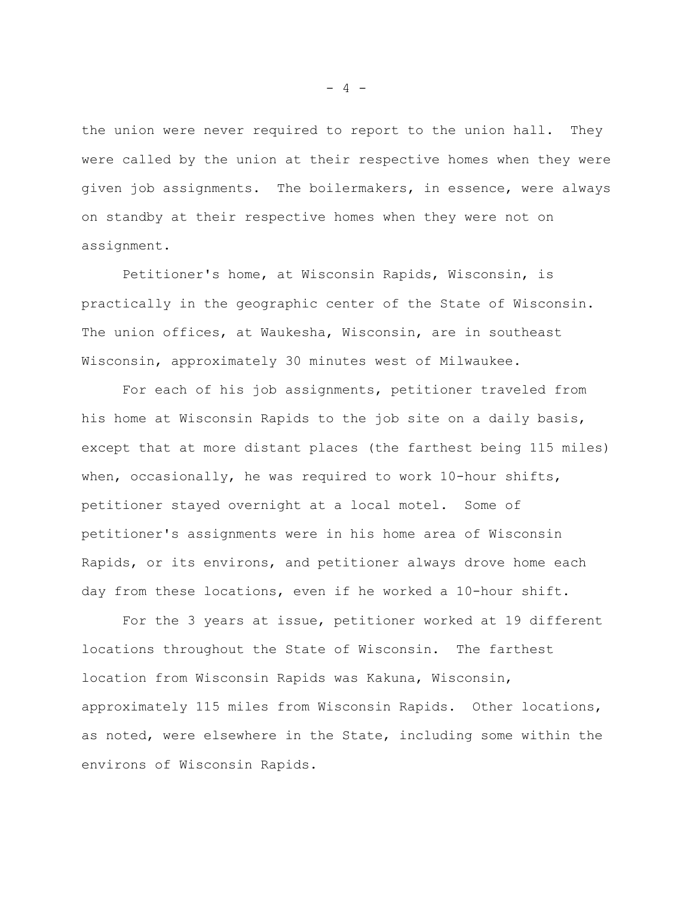the union were never required to report to the union hall. They were called by the union at their respective homes when they were given job assignments. The boilermakers, in essence, were always on standby at their respective homes when they were not on assignment.

Petitioner's home, at Wisconsin Rapids, Wisconsin, is practically in the geographic center of the State of Wisconsin. The union offices, at Waukesha, Wisconsin, are in southeast Wisconsin, approximately 30 minutes west of Milwaukee.

For each of his job assignments, petitioner traveled from his home at Wisconsin Rapids to the job site on a daily basis, except that at more distant places (the farthest being 115 miles) when, occasionally, he was required to work 10-hour shifts, petitioner stayed overnight at a local motel. Some of petitioner's assignments were in his home area of Wisconsin Rapids, or its environs, and petitioner always drove home each day from these locations, even if he worked a 10-hour shift.

For the 3 years at issue, petitioner worked at 19 different locations throughout the State of Wisconsin. The farthest location from Wisconsin Rapids was Kakuna, Wisconsin, approximately 115 miles from Wisconsin Rapids. Other locations, as noted, were elsewhere in the State, including some within the environs of Wisconsin Rapids.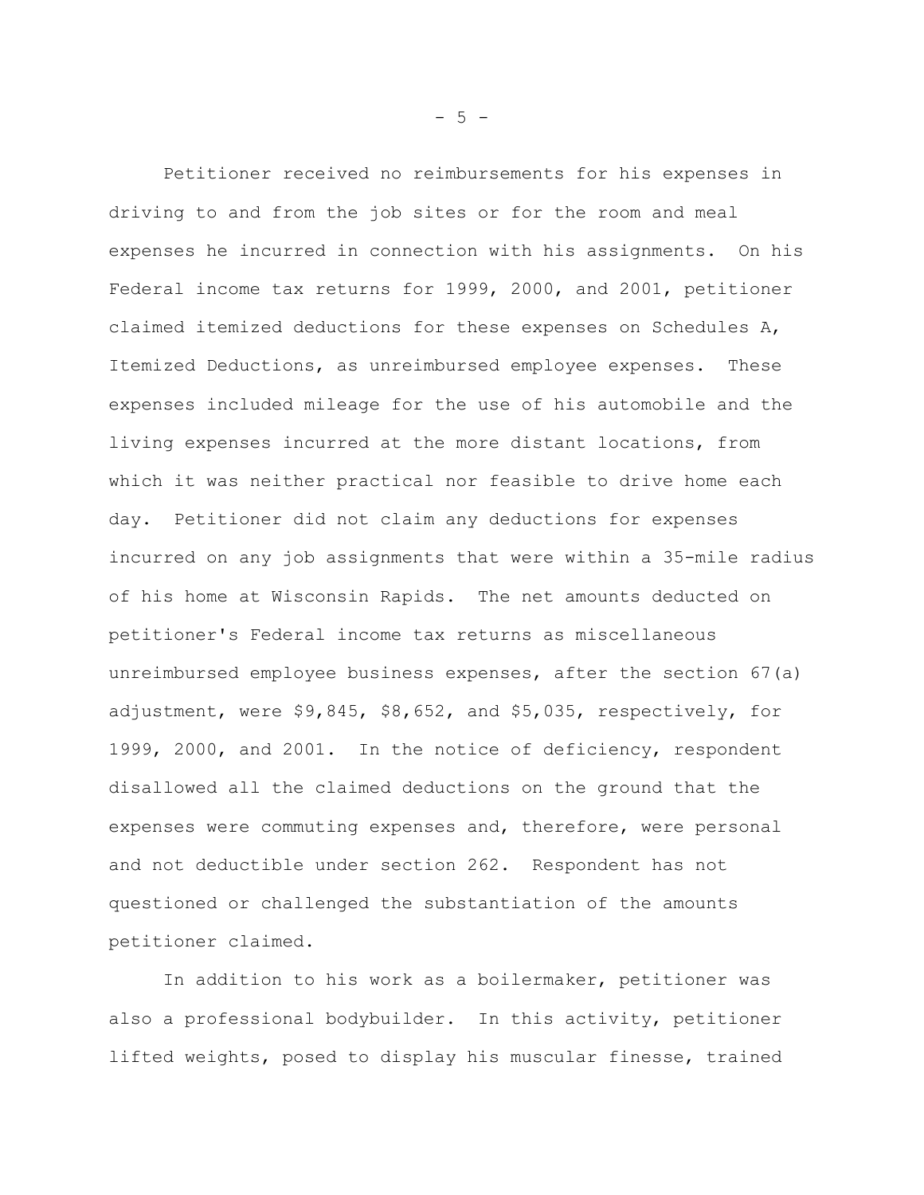Petitioner received no reimbursements for his expenses in driving to and from the job sites or for the room and meal expenses he incurred in connection with his assignments. On his Federal income tax returns for 1999, 2000, and 2001, petitioner claimed itemized deductions for these expenses on Schedules A, Itemized Deductions, as unreimbursed employee expenses. These expenses included mileage for the use of his automobile and the living expenses incurred at the more distant locations, from which it was neither practical nor feasible to drive home each day. Petitioner did not claim any deductions for expenses incurred on any job assignments that were within a 35-mile radius of his home at Wisconsin Rapids. The net amounts deducted on petitioner's Federal income tax returns as miscellaneous unreimbursed employee business expenses, after the section 67(a) adjustment, were $9,845, $8,652, and $5,035, respectively, for 1999, 2000, and 2001. In the notice of deficiency, respondent disallowed all the claimed deductions on the ground that the expenses were commuting expenses and, therefore, were personal and not deductible under section 262. Respondent has not questioned or challenged the substantiation of the amounts petitioner claimed.

In addition to his work as a boilermaker, petitioner was also a professional bodybuilder. In this activity, petitioner lifted weights, posed to display his muscular finesse, trained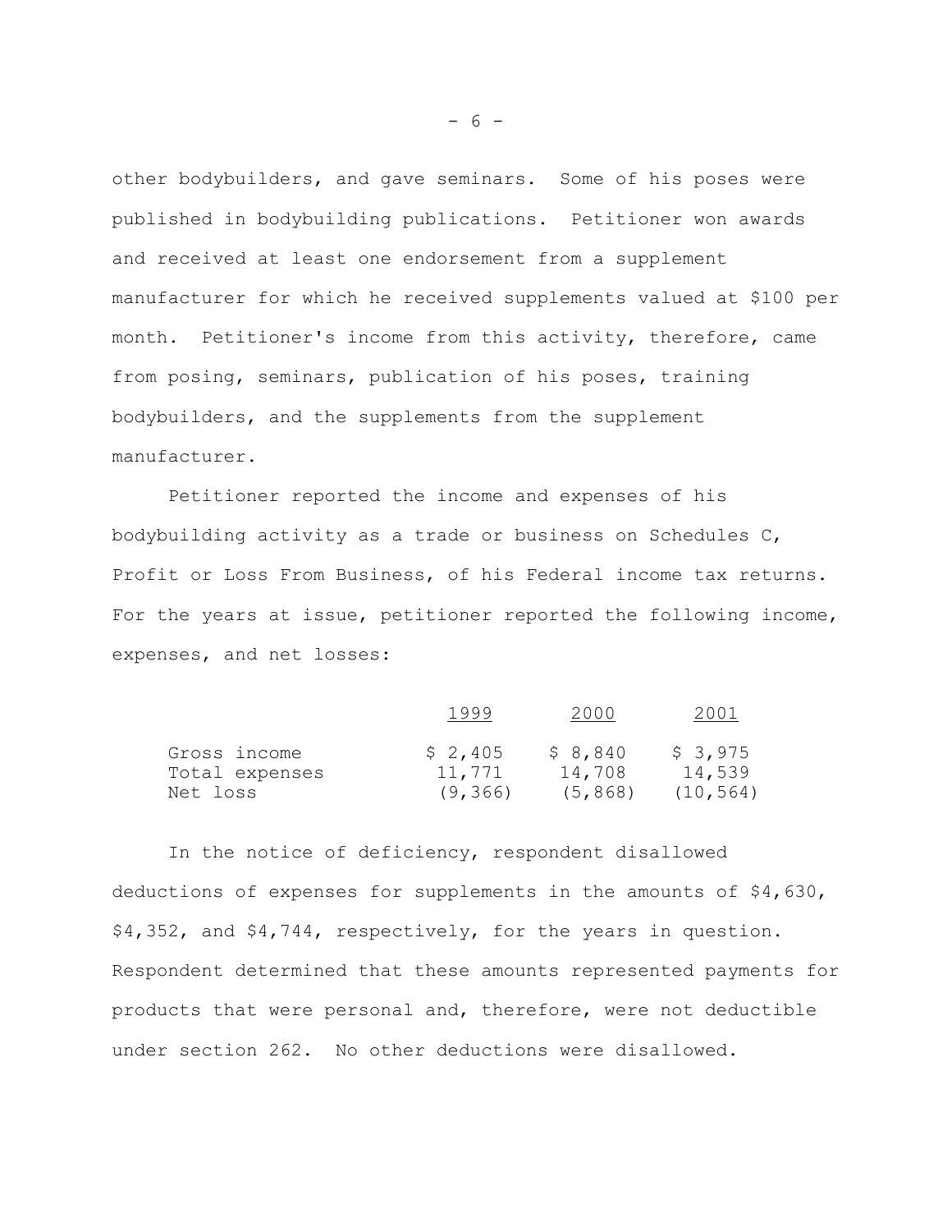other bodybuilders, and gave seminars. Some of his poses were published in bodybuilding publications. Petitioner won awards and received at least one endorsement from a supplement manufacturer for which he received supplements valued at $100 per month. Petitioner's income from this activity, therefore, came from posing, seminars, publication of his poses, training bodybuilders, and the supplements from the supplement manufacturer.

Petitioner reported the income and expenses of his bodybuilding activity as a trade or business on Schedules C, Profit or Loss From Business, of his Federal income tax returns. For the years at issue, petitioner reported the following income, expenses, and net losses:

| | 1999 | 2000 | 2001 |
|---|---|---|---|
| Gross income | $ 2,405 | $ 8,840 | $ 3,975 |
| Total expenses | 11,771 | 14,708 | 14,539 |
| Net loss | (9,366) | (5,868) | (10,564) |

In the notice of deficiency, respondent disallowed deductions of expenses for supplements in the amounts of $4,630, $4,352, and $4,744, respectively, for the years in question. Respondent determined that these amounts represented payments for products that were personal and, therefore, were not deductible under section 262. No other deductions were disallowed.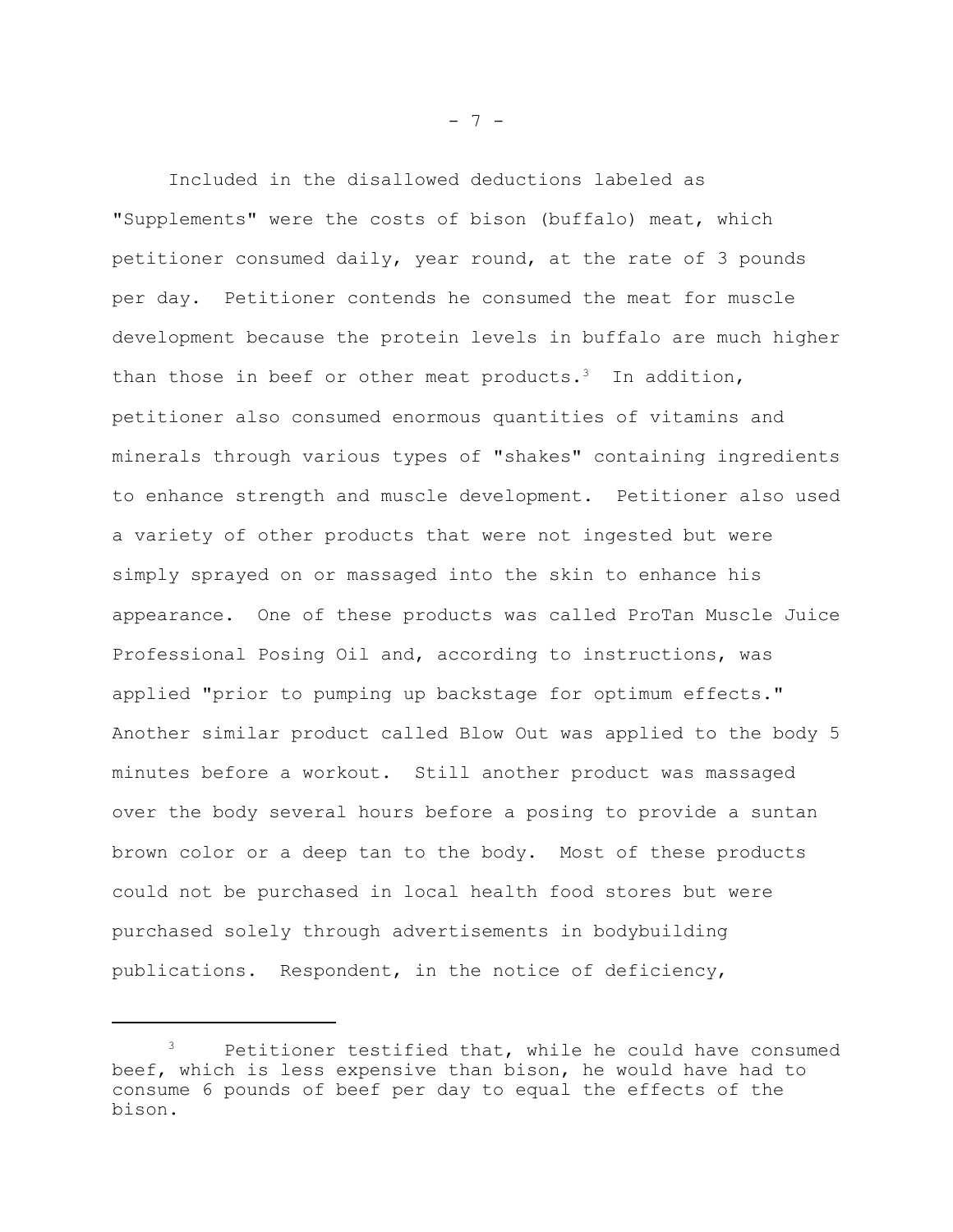Included in the disallowed deductions labeled as "Supplements" were the costs of bison (buffalo) meat, which petitioner consumed daily, year round, at the rate of 3 pounds per day. Petitioner contends he consumed the meat for muscle development because the protein levels in buffalo are much higher than those in beef or other meat products.[3] In addition, petitioner also consumed enormous quantities of vitamins and minerals through various types of "shakes" containing ingredients to enhance strength and muscle development. Petitioner also used a variety of other products that were not ingested but were simply sprayed on or massaged into the skin to enhance his appearance. One of these products was called ProTan Muscle Juice Professional Posing Oil and, according to instructions, was applied "prior to pumping up backstage for optimum effects." Another similar product called Blow Out was applied to the body 5 minutes before a workout. Still another product was massaged over the body several hours before a posing to provide a suntan brown color or a deep tan to the body. Most of these products could not be purchased in local health food stores but were purchased solely through advertisements in bodybuilding publications. Respondent, in the notice of deficiency,

---

[3] Petitioner testified that, while he could have consumed beef, which is less expensive than bison, he would have had to consume 6 pounds of beef per day to equal the effects of the bison.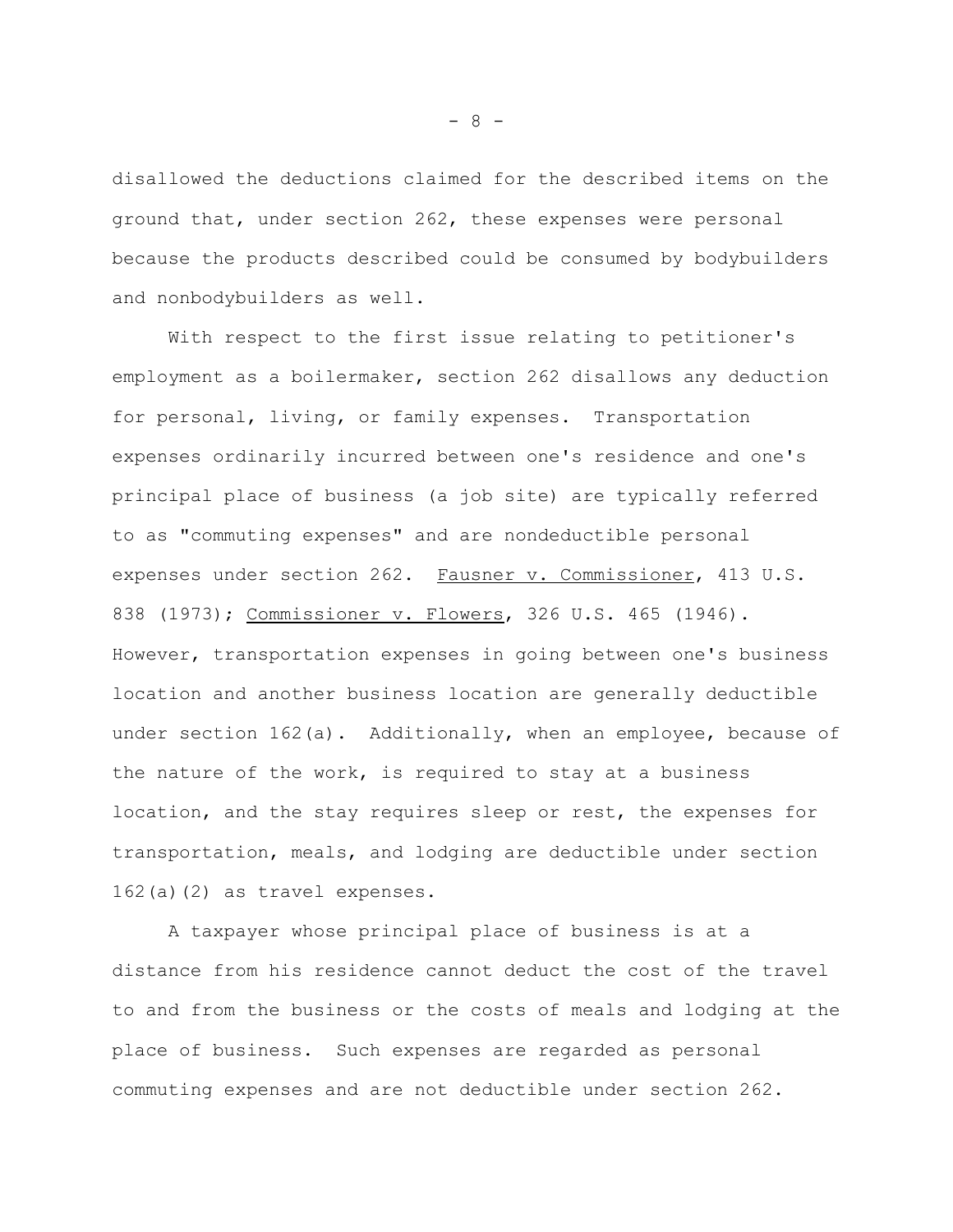disallowed the deductions claimed for the described items on the ground that, under section 262, these expenses were personal because the products described could be consumed by bodybuilders and nonbodybuilders as well.

With respect to the first issue relating to petitioner's employment as a boilermaker, section 262 disallows any deduction for personal, living, or family expenses. Transportation expenses ordinarily incurred between one's residence and one's principal place of business (a job site) are typically referred to as "commuting expenses" and are nondeductible personal expenses under section 262. Fausner v. Commissioner, 413 U.S. 838 (1973); Commissioner v. Flowers, 326 U.S. 465 (1946). However, transportation expenses in going between one's business location and another business location are generally deductible under section 162(a). Additionally, when an employee, because of the nature of the work, is required to stay at a business location, and the stay requires sleep or rest, the expenses for transportation, meals, and lodging are deductible under section 162(a)(2) as travel expenses.

A taxpayer whose principal place of business is at a distance from his residence cannot deduct the cost of the travel to and from the business or the costs of meals and lodging at the place of business. Such expenses are regarded as personal commuting expenses and are not deductible under section 262.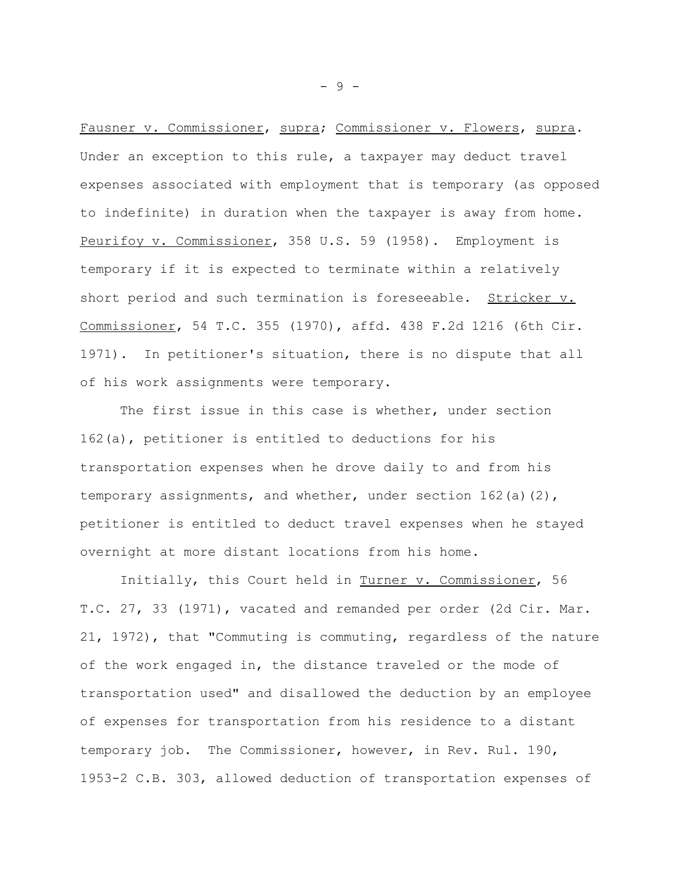Fausner v. Commissioner, supra; Commissioner v. Flowers, supra. Under an exception to this rule, a taxpayer may deduct travel expenses associated with employment that is temporary (as opposed to indefinite) in duration when the taxpayer is away from home. Peurifoy v. Commissioner, 358 U.S. 59 (1958). Employment is temporary if it is expected to terminate within a relatively short period and such termination is foreseeable. Stricker v. Commissioner, 54 T.C. 355 (1970), affd. 438 F.2d 1216 (6th Cir. 1971). In petitioner's situation, there is no dispute that all of his work assignments were temporary.

The first issue in this case is whether, under section 162(a), petitioner is entitled to deductions for his transportation expenses when he drove daily to and from his temporary assignments, and whether, under section 162(a)(2), petitioner is entitled to deduct travel expenses when he stayed overnight at more distant locations from his home.

Initially, this Court held in Turner v. Commissioner, 56 T.C. 27, 33 (1971), vacated and remanded per order (2d Cir. Mar. 21, 1972), that "Commuting is commuting, regardless of the nature of the work engaged in, the distance traveled or the mode of transportation used" and disallowed the deduction by an employee of expenses for transportation from his residence to a distant temporary job. The Commissioner, however, in Rev. Rul. 190, 1953-2 C.B. 303, allowed deduction of transportation expenses of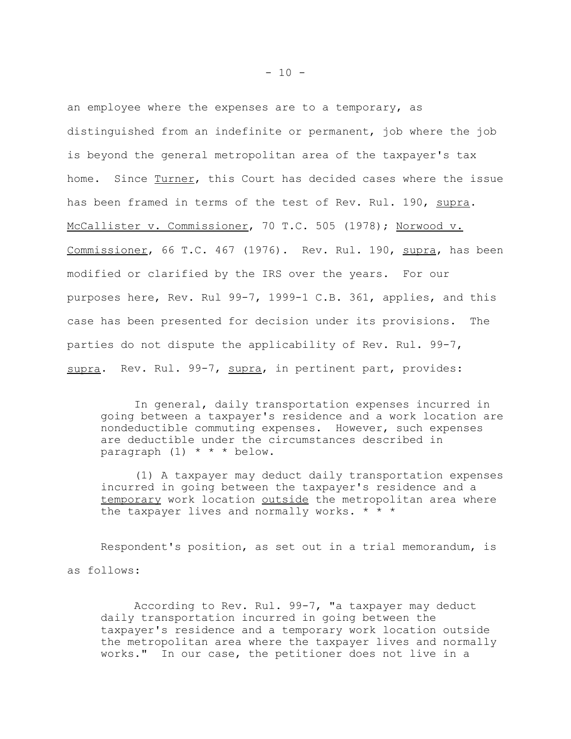an employee where the expenses are to a temporary, as distinguished from an indefinite or permanent, job where the job is beyond the general metropolitan area of the taxpayer's tax home. Since Turner, this Court has decided cases where the issue has been framed in terms of the test of Rev. Rul. 190, supra. McCallister v. Commissioner, 70 T.C. 505 (1978); Norwood v. Commissioner, 66 T.C. 467 (1976). Rev. Rul. 190, supra, has been modified or clarified by the IRS over the years. For our purposes here, Rev. Rul 99-7, 1999-1 C.B. 361, applies, and this case has been presented for decision under its provisions. The parties do not dispute the applicability of Rev. Rul. 99-7, supra. Rev. Rul. 99-7, supra, in pertinent part, provides:

> In general, daily transportation expenses incurred in going between a taxpayer's residence and a work location are nondeductible commuting expenses. However, such expenses are deductible under the circumstances described in paragraph (1) * * * below.
>
> (1) A taxpayer may deduct daily transportation expenses incurred in going between the taxpayer's residence and a temporary work location outside the metropolitan area where the taxpayer lives and normally works. * * *

Respondent's position, as set out in a trial memorandum, is as follows:

> According to Rev. Rul. 99-7, "a taxpayer may deduct daily transportation incurred in going between the taxpayer's residence and a temporary work location outside the metropolitan area where the taxpayer lives and normally works." In our case, the petitioner does not live in a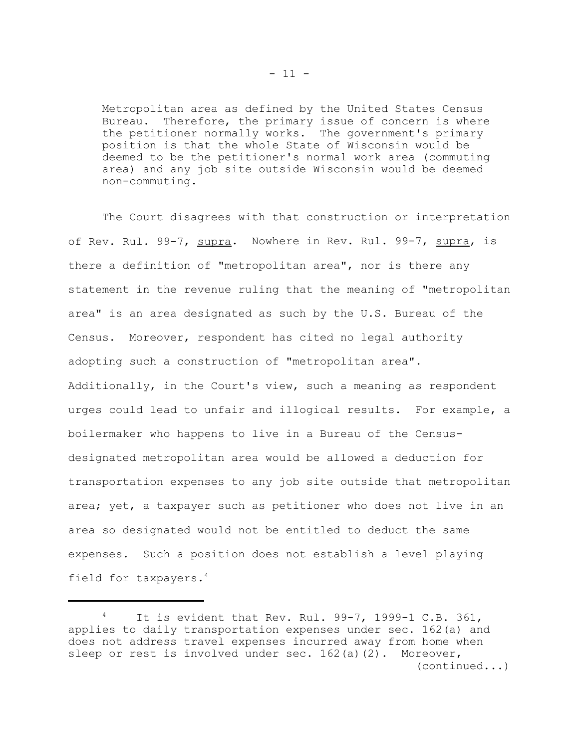> Metropolitan area as defined by the United States Census Bureau. Therefore, the primary issue of concern is where the petitioner normally works. The government's primary position is that the whole State of Wisconsin would be deemed to be the petitioner's normal work area (commuting area) and any job site outside Wisconsin would be deemed non-commuting.

The Court disagrees with that construction or interpretation of Rev. Rul. 99-7, supra. Nowhere in Rev. Rul. 99-7, supra, is there a definition of "metropolitan area", nor is there any statement in the revenue ruling that the meaning of "metropolitan area" is an area designated as such by the U.S. Bureau of the Census. Moreover, respondent has cited no legal authority adopting such a construction of "metropolitan area". Additionally, in the Court's view, such a meaning as respondent urges could lead to unfair and illogical results. For example, a boilermaker who happens to live in a Bureau of the Census-designated metropolitan area would be allowed a deduction for transportation expenses to any job site outside that metropolitan area; yet, a taxpayer such as petitioner who does not live in an area so designated would not be entitled to deduct the same expenses. Such a position does not establish a level playing field for taxpayers.[4]

---

[4] It is evident that Rev. Rul. 99-7, 1999-1 C.B. 361, applies to daily transportation expenses under sec. 162(a) and does not address travel expenses incurred away from home when sleep or rest is involved under sec. 162(a)(2). Moreover, (continued...)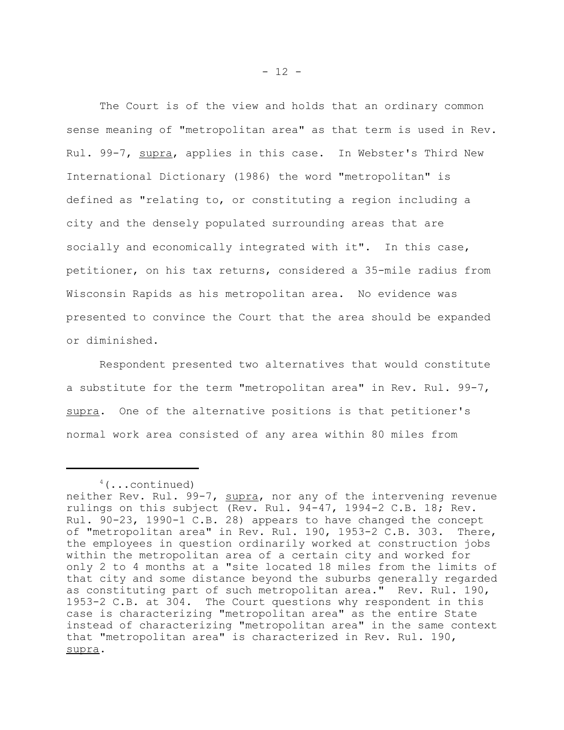The Court is of the view and holds that an ordinary common sense meaning of "metropolitan area" as that term is used in Rev. Rul. 99-7, supra, applies in this case. In Webster's Third New International Dictionary (1986) the word "metropolitan" is defined as "relating to, or constituting a region including a city and the densely populated surrounding areas that are socially and economically integrated with it". In this case, petitioner, on his tax returns, considered a 35-mile radius from Wisconsin Rapids as his metropolitan area. No evidence was presented to convince the Court that the area should be expanded or diminished.

Respondent presented two alternatives that would constitute a substitute for the term "metropolitan area" in Rev. Rul. 99-7, supra. One of the alternative positions is that petitioner's normal work area consisted of any area within 80 miles from

---

[4](...continued)
neither Rev. Rul. 99-7, supra, nor any of the intervening revenue rulings on this subject (Rev. Rul. 94-47, 1994-2 C.B. 18; Rev. Rul. 90-23, 1990-1 C.B. 28) appears to have changed the concept of "metropolitan area" in Rev. Rul. 190, 1953-2 C.B. 303. There, the employees in question ordinarily worked at construction jobs within the metropolitan area of a certain city and worked for only 2 to 4 months at a "site located 18 miles from the limits of that city and some distance beyond the suburbs generally regarded as constituting part of such metropolitan area." Rev. Rul. 190, 1953-2 C.B. at 304. The Court questions why respondent in this case is characterizing "metropolitan area" as the entire State instead of characterizing "metropolitan area" in the same context that "metropolitan area" is characterized in Rev. Rul. 190, supra.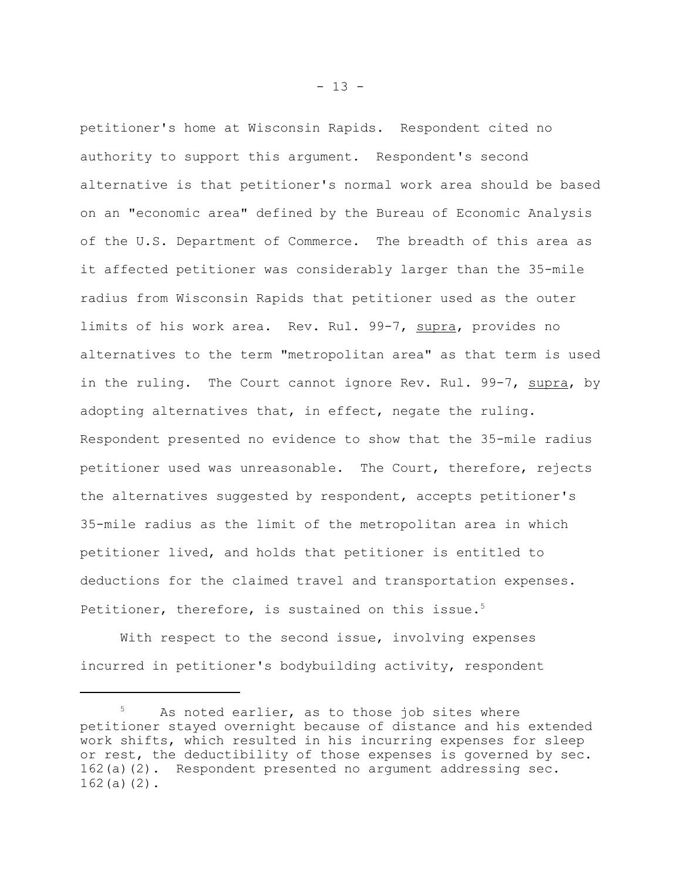petitioner's home at Wisconsin Rapids. Respondent cited no authority to support this argument. Respondent's second alternative is that petitioner's normal work area should be based on an "economic area" defined by the Bureau of Economic Analysis of the U.S. Department of Commerce. The breadth of this area as it affected petitioner was considerably larger than the 35-mile radius from Wisconsin Rapids that petitioner used as the outer limits of his work area. Rev. Rul. 99-7, supra, provides no alternatives to the term "metropolitan area" as that term is used in the ruling. The Court cannot ignore Rev. Rul. 99-7, supra, by adopting alternatives that, in effect, negate the ruling. Respondent presented no evidence to show that the 35-mile radius petitioner used was unreasonable. The Court, therefore, rejects the alternatives suggested by respondent, accepts petitioner's 35-mile radius as the limit of the metropolitan area in which petitioner lived, and holds that petitioner is entitled to deductions for the claimed travel and transportation expenses. Petitioner, therefore, is sustained on this issue.[5]

With respect to the second issue, involving expenses incurred in petitioner's bodybuilding activity, respondent

---

[5] As noted earlier, as to those job sites where petitioner stayed overnight because of distance and his extended work shifts, which resulted in his incurring expenses for sleep or rest, the deductibility of those expenses is governed by sec. 162(a)(2). Respondent presented no argument addressing sec. 162(a)(2).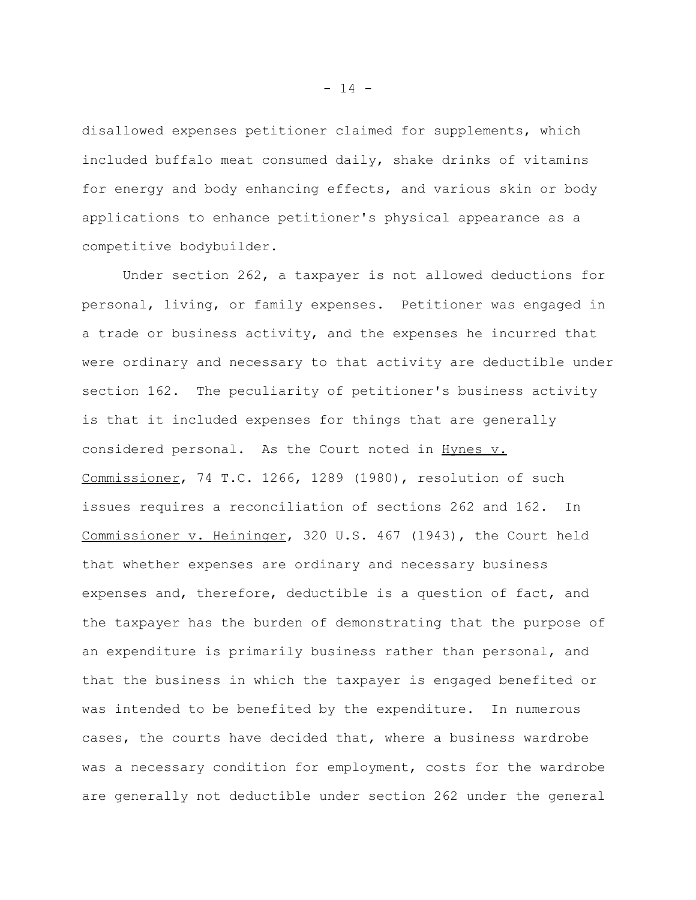disallowed expenses petitioner claimed for supplements, which included buffalo meat consumed daily, shake drinks of vitamins for energy and body enhancing effects, and various skin or body applications to enhance petitioner's physical appearance as a competitive bodybuilder.

Under section 262, a taxpayer is not allowed deductions for personal, living, or family expenses. Petitioner was engaged in a trade or business activity, and the expenses he incurred that were ordinary and necessary to that activity are deductible under section 162. The peculiarity of petitioner's business activity is that it included expenses for things that are generally considered personal. As the Court noted in Hynes v. Commissioner, 74 T.C. 1266, 1289 (1980), resolution of such issues requires a reconciliation of sections 262 and 162. In Commissioner v. Heininger, 320 U.S. 467 (1943), the Court held that whether expenses are ordinary and necessary business expenses and, therefore, deductible is a question of fact, and the taxpayer has the burden of demonstrating that the purpose of an expenditure is primarily business rather than personal, and that the business in which the taxpayer is engaged benefited or was intended to be benefited by the expenditure. In numerous cases, the courts have decided that, where a business wardrobe was a necessary condition for employment, costs for the wardrobe are generally not deductible under section 262 under the general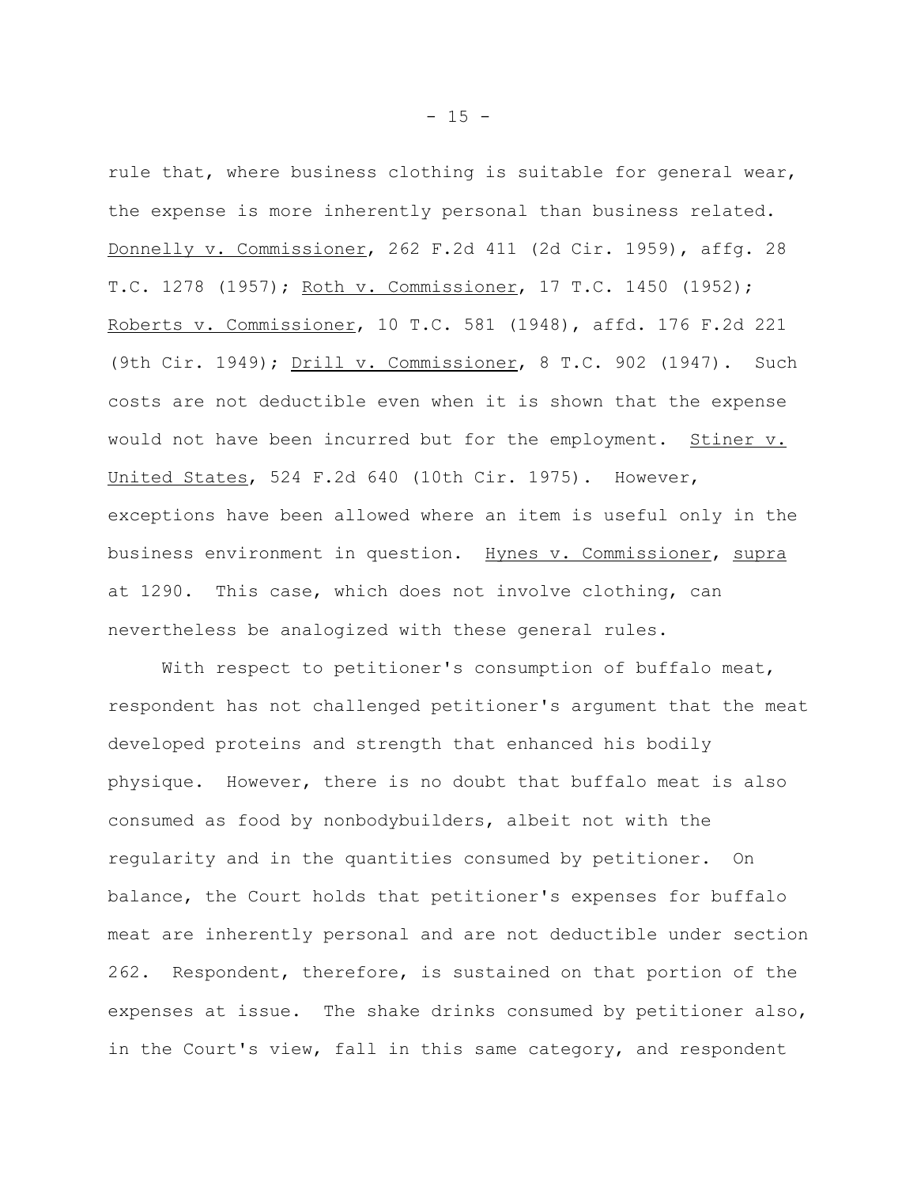rule that, where business clothing is suitable for general wear, the expense is more inherently personal than business related. Donnelly v. Commissioner, 262 F.2d 411 (2d Cir. 1959), affg. 28 T.C. 1278 (1957); Roth v. Commissioner, 17 T.C. 1450 (1952); Roberts v. Commissioner, 10 T.C. 581 (1948), affd. 176 F.2d 221 (9th Cir. 1949); Drill v. Commissioner, 8 T.C. 902 (1947). Such costs are not deductible even when it is shown that the expense would not have been incurred but for the employment. Stiner v. United States, 524 F.2d 640 (10th Cir. 1975). However, exceptions have been allowed where an item is useful only in the business environment in question. Hynes v. Commissioner, supra at 1290. This case, which does not involve clothing, can nevertheless be analogized with these general rules.

With respect to petitioner's consumption of buffalo meat, respondent has not challenged petitioner's argument that the meat developed proteins and strength that enhanced his bodily physique. However, there is no doubt that buffalo meat is also consumed as food by nonbodybuilders, albeit not with the regularity and in the quantities consumed by petitioner. On balance, the Court holds that petitioner's expenses for buffalo meat are inherently personal and are not deductible under section 262. Respondent, therefore, is sustained on that portion of the expenses at issue. The shake drinks consumed by petitioner also, in the Court's view, fall in this same category, and respondent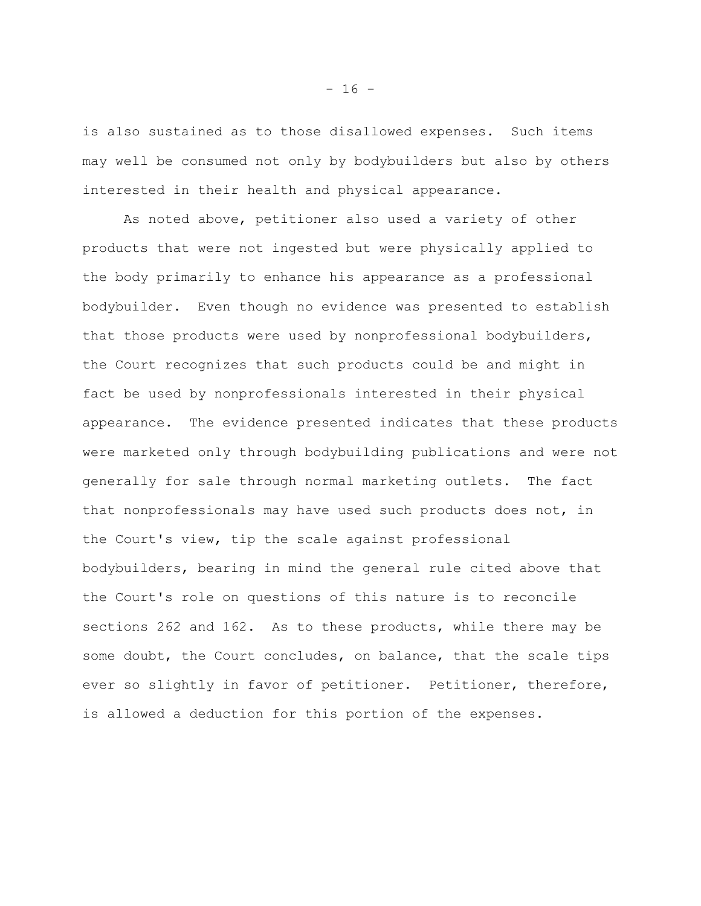is also sustained as to those disallowed expenses. Such items may well be consumed not only by bodybuilders but also by others interested in their health and physical appearance.

As noted above, petitioner also used a variety of other products that were not ingested but were physically applied to the body primarily to enhance his appearance as a professional bodybuilder. Even though no evidence was presented to establish that those products were used by nonprofessional bodybuilders, the Court recognizes that such products could be and might in fact be used by nonprofessionals interested in their physical appearance. The evidence presented indicates that these products were marketed only through bodybuilding publications and were not generally for sale through normal marketing outlets. The fact that nonprofessionals may have used such products does not, in the Court's view, tip the scale against professional bodybuilders, bearing in mind the general rule cited above that the Court's role on questions of this nature is to reconcile sections 262 and 162. As to these products, while there may be some doubt, the Court concludes, on balance, that the scale tips ever so slightly in favor of petitioner. Petitioner, therefore, is allowed a deduction for this portion of the expenses.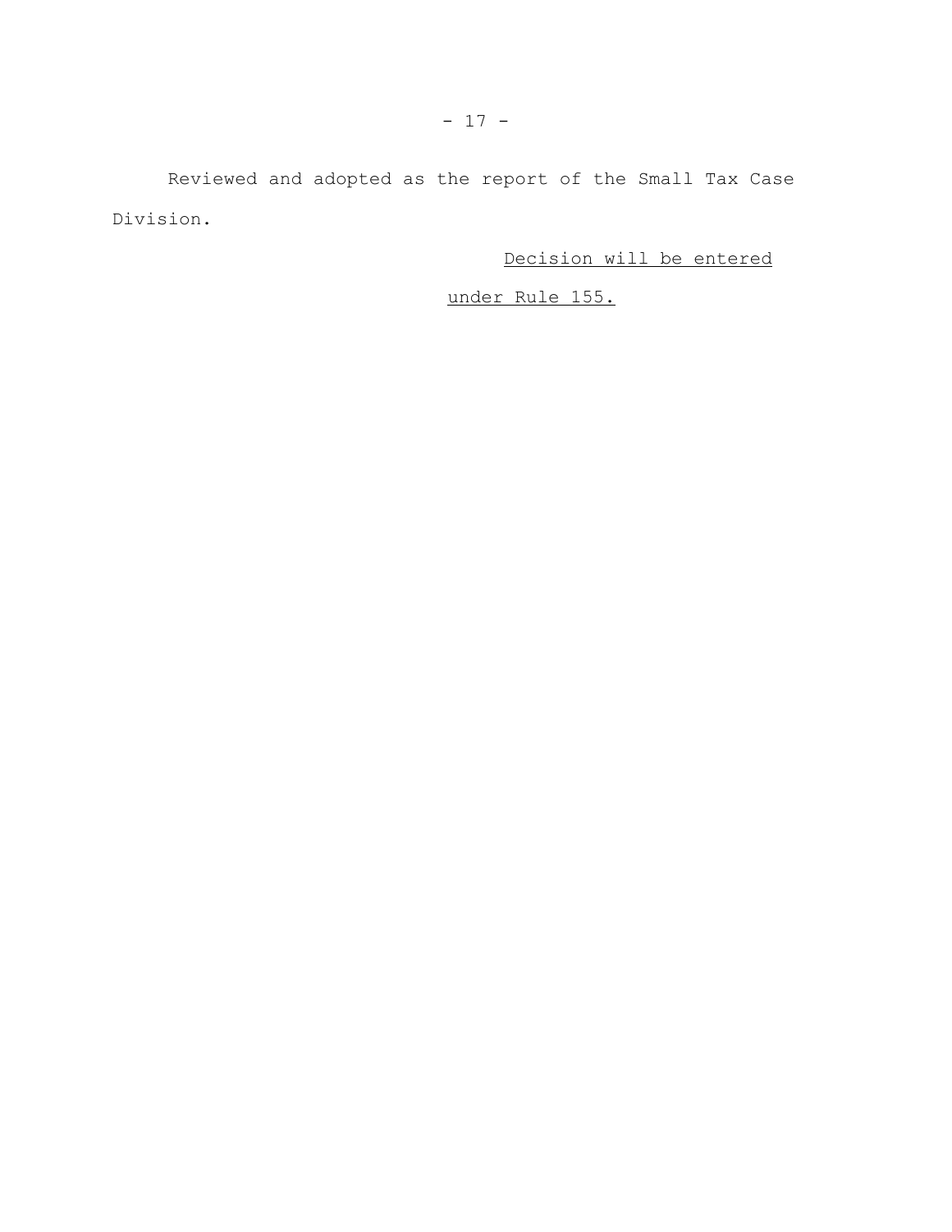Reviewed and adopted as the report of the Small Tax Case Division.

Decision will be entered under Rule 155.